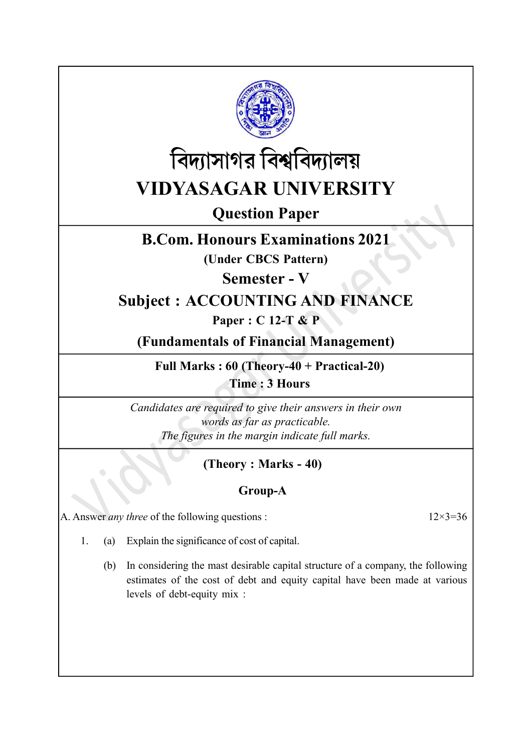# বিদ্যাসাগর বিশ্ববিদ্যালয়

# VIDYASAGAR UNIVERSITY

## Question Paper

## B.Com. Honours Examinations 2021

**(Under CBCS Pattern)**

## Semester - V

## Subject : ACCOUNTING AND FINANCE

**Paper : C 12-T & P**

## (Fundamentals of Financial Management)

**Full Marks : 60 (Theory-40 + Practical-20)**

**Time : 3 Hours**

*Candidates are required to give their answers in their own words as far as practicable.*
*The figures in the margin indicate full marks.*

**(Theory : Marks - 40)**

**Group-A**

A. Answer *any three* of the following questions : 12×3=36

1. (a) Explain the significance of cost of capital.

   (b) In considering the mast desirable capital structure of a company, the following estimates of the cost of debt and equity capital have been made at various levels of debt-equity mix :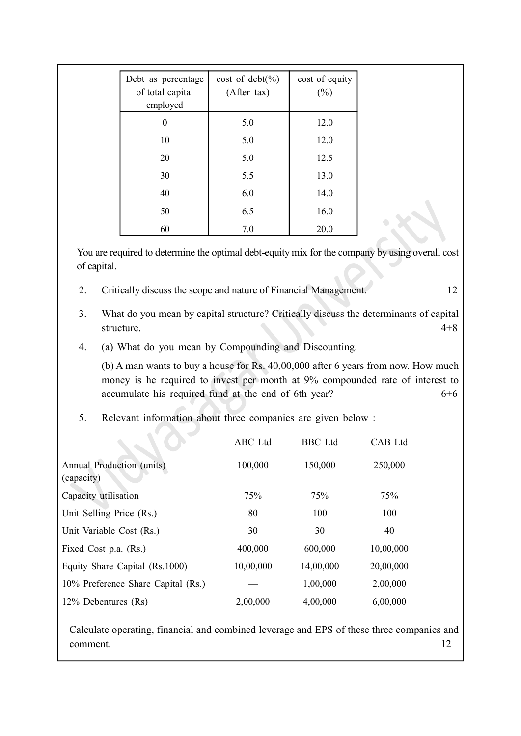| Debt as percentage of total capital employed | cost of debt(%) (After tax) | cost of equity (%) |
|---|---|---|
| 0 | 5.0 | 12.0 |
| 10 | 5.0 | 12.0 |
| 20 | 5.0 | 12.5 |
| 30 | 5.5 | 13.0 |
| 40 | 6.0 | 14.0 |
| 50 | 6.5 | 16.0 |
| 60 | 7.0 | 20.0 |

You are required to determine the optimal debt-equity mix for the company by using overall cost of capital.

2. Critically discuss the scope and nature of Financial Management. 12

3. What do you mean by capital structure? Critically discuss the determinants of capital structure. 4+8

4. (a) What do you mean by Compounding and Discounting.

   (b) A man wants to buy a house for Rs. 40,00,000 after 6 years from now. How much money is he required to invest per month at 9% compounded rate of interest to accumulate his required fund at the end of 6th year? 6+6

5. Relevant information about three companies are given below :

| | ABC Ltd | BBC Ltd | CAB Ltd |
|---|---|---|---|
| Annual Production (units) (capacity) | 100,000 | 150,000 | 250,000 |
| Capacity utilisation | 75% | 75% | 75% |
| Unit Selling Price (Rs.) | 80 | 100 | 100 |
| Unit Variable Cost (Rs.) | 30 | 30 | 40 |
| Fixed Cost p.a. (Rs.) | 400,000 | 600,000 | 10,00,000 |
| Equity Share Capital (Rs.1000) | 10,00,000 | 14,00,000 | 20,00,000 |
| 10% Preference Share Capital (Rs.) | — | 1,00,000 | 2,00,000 |
| 12% Debentures (Rs) | 2,00,000 | 4,00,000 | 6,00,000 |

Calculate operating, financial and combined leverage and EPS of these three companies and comment. 12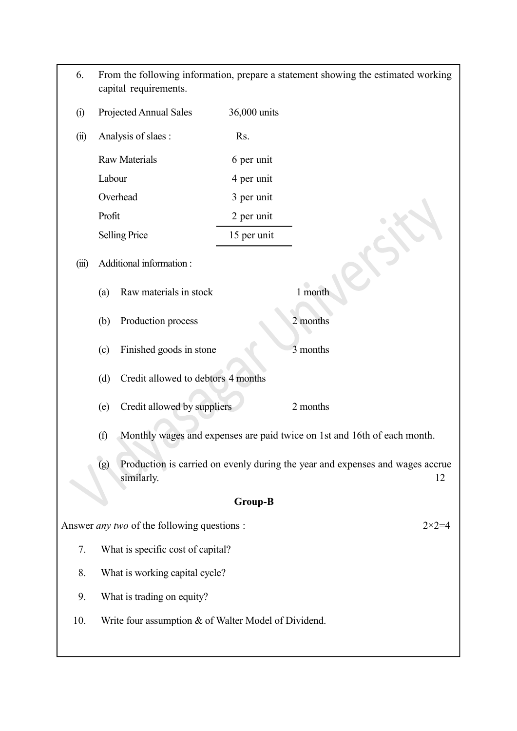6. From the following information, prepare a statement showing the estimated working capital requirements.

(i) Projected Annual Sales 36,000 units

(ii) Analysis of slaes :

| | Rs. |
|---|---|
| Raw Materials | 6 per unit |
| Labour | 4 per unit |
| Overhead | 3 per unit |
| Profit | 2 per unit |
| Selling Price | 15 per unit |

(iii) Additional information :

(a) Raw materials in stock 1 month

(b) Production process 2 months

(c) Finished goods in stone 3 months

(d) Credit allowed to debtors 4 months

(e) Credit allowed by suppliers 2 months

(f) Monthly wages and expenses are paid twice on 1st and 16th of each month.

(g) Production is carried on evenly during the year and expenses and wages accrue similarly. 12

**Group-B**

Answer *any two* of the following questions : 2×2=4

7. What is specific cost of capital?

8. What is working capital cycle?

9. What is trading on equity?

10. Write four assumption & of Walter Model of Dividend.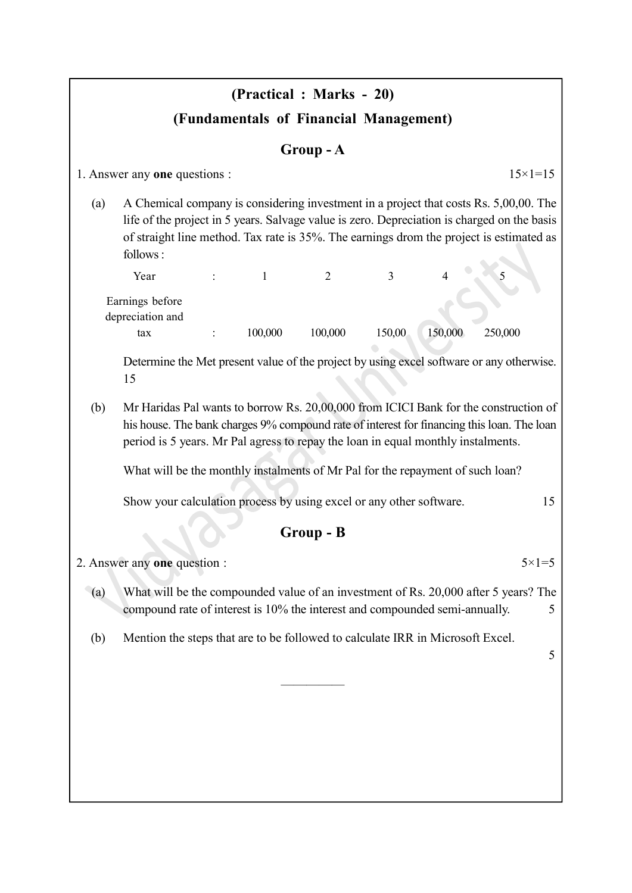## (Practical : Marks - 20)

## (Fundamentals of Financial Management)

### Group - A

1. Answer any **one** questions : 15×1=15

(a) A Chemical company is considering investment in a project that costs Rs. 5,00,00. The life of the project in 5 years. Salvage value is zero. Depreciation is charged on the basis of straight line method. Tax rate is 35%. The earnings drom the project is estimated as follows :

| Year | : | 1 | 2 | 3 | 4 | 5 |
|---|---|---|---|---|---|---|
| Earnings before depreciation and tax | : | 100,000 | 100,000 | 150,00 | 150,000 | 250,000 |

Determine the Met present value of the project by using excel software or any otherwise. 15

(b) Mr Haridas Pal wants to borrow Rs. 20,00,000 from ICICI Bank for the construction of his house. The bank charges 9% compound rate of interest for financing this loan. The loan period is 5 years. Mr Pal agress to repay the loan in equal monthly instalments.

What will be the monthly instalments of Mr Pal for the repayment of such loan?

Show your calculation process by using excel or any other software. 15

### Group - B

2. Answer any **one** question : 5×1=5

(a) What will be the compounded value of an investment of Rs. 20,000 after 5 years? The compound rate of interest is 10% the interest and compounded semi-annually. 5

(b) Mention the steps that are to be followed to calculate IRR in Microsoft Excel. 5

———